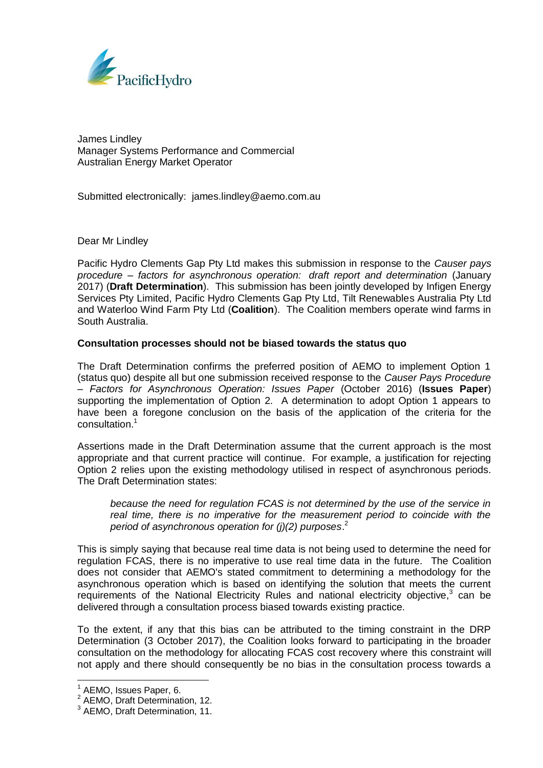PacificHydro

James Lindley
Manager Systems Performance and Commercial
Australian Energy Market Operator

Submitted electronically: james.lindley@aemo.com.au

Dear Mr Lindley

Pacific Hydro Clements Gap Pty Ltd makes this submission in response to the *Causer pays procedure – factors for asynchronous operation: draft report and determination* (January 2017) (**Draft Determination**). This submission has been jointly developed by Infigen Energy Services Pty Limited, Pacific Hydro Clements Gap Pty Ltd, Tilt Renewables Australia Pty Ltd and Waterloo Wind Farm Pty Ltd (**Coalition**). The Coalition members operate wind farms in South Australia.

**Consultation processes should not be biased towards the status quo**

The Draft Determination confirms the preferred position of AEMO to implement Option 1 (status quo) despite all but one submission received response to the *Causer Pays Procedure – Factors for Asynchronous Operation: Issues Paper* (October 2016) (**Issues Paper**) supporting the implementation of Option 2. A determination to adopt Option 1 appears to have been a foregone conclusion on the basis of the application of the criteria for the consultation.[1]

Assertions made in the Draft Determination assume that the current approach is the most appropriate and that current practice will continue. For example, a justification for rejecting Option 2 relies upon the existing methodology utilised in respect of asynchronous periods. The Draft Determination states:

> *because the need for regulation FCAS is not determined by the use of the service in real time, there is no imperative for the measurement period to coincide with the period of asynchronous operation for (j)(2) purposes*.[2]

This is simply saying that because real time data is not being used to determine the need for regulation FCAS, there is no imperative to use real time data in the future. The Coalition does not consider that AEMO's stated commitment to determining a methodology for the asynchronous operation which is based on identifying the solution that meets the current requirements of the National Electricity Rules and national electricity objective,[3] can be delivered through a consultation process biased towards existing practice.

To the extent, if any that this bias can be attributed to the timing constraint in the DRP Determination (3 October 2017), the Coalition looks forward to participating in the broader consultation on the methodology for allocating FCAS cost recovery where this constraint will not apply and there should consequently be no bias in the consultation process towards a

[1] AEMO, Issues Paper, 6.
[2] AEMO, Draft Determination, 12.
[3] AEMO, Draft Determination, 11.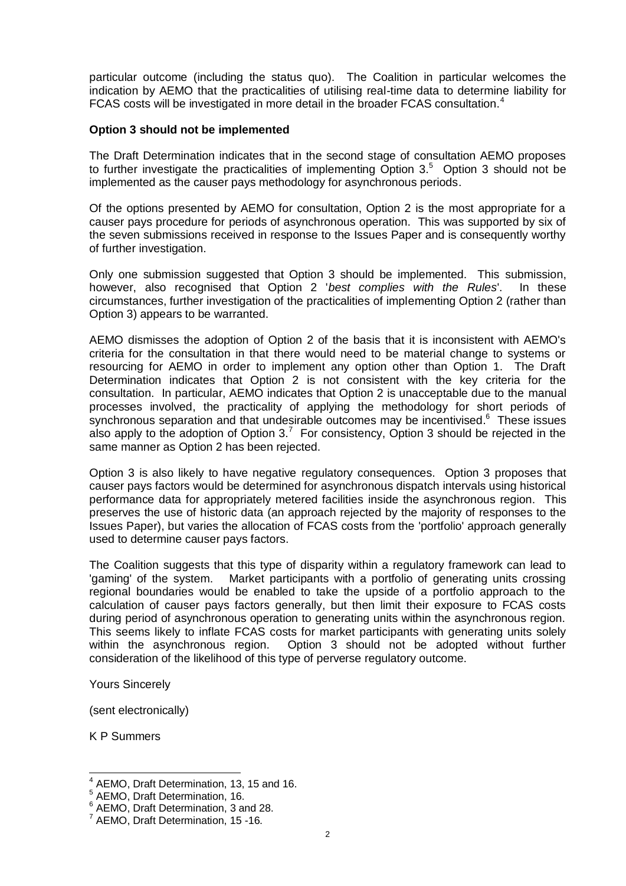particular outcome (including the status quo). The Coalition in particular welcomes the indication by AEMO that the practicalities of utilising real-time data to determine liability for FCAS costs will be investigated in more detail in the broader FCAS consultation.[4]

**Option 3 should not be implemented**

The Draft Determination indicates that in the second stage of consultation AEMO proposes to further investigate the practicalities of implementing Option 3.[5] Option 3 should not be implemented as the causer pays methodology for asynchronous periods.

Of the options presented by AEMO for consultation, Option 2 is the most appropriate for a causer pays procedure for periods of asynchronous operation. This was supported by six of the seven submissions received in response to the Issues Paper and is consequently worthy of further investigation.

Only one submission suggested that Option 3 should be implemented. This submission, however, also recognised that Option 2 '*best complies with the Rules*'. In these circumstances, further investigation of the practicalities of implementing Option 2 (rather than Option 3) appears to be warranted.

AEMO dismisses the adoption of Option 2 of the basis that it is inconsistent with AEMO's criteria for the consultation in that there would need to be material change to systems or resourcing for AEMO in order to implement any option other than Option 1. The Draft Determination indicates that Option 2 is not consistent with the key criteria for the consultation. In particular, AEMO indicates that Option 2 is unacceptable due to the manual processes involved, the practicality of applying the methodology for short periods of synchronous separation and that undesirable outcomes may be incentivised.[6] These issues also apply to the adoption of Option 3.[7] For consistency, Option 3 should be rejected in the same manner as Option 2 has been rejected.

Option 3 is also likely to have negative regulatory consequences. Option 3 proposes that causer pays factors would be determined for asynchronous dispatch intervals using historical performance data for appropriately metered facilities inside the asynchronous region. This preserves the use of historic data (an approach rejected by the majority of responses to the Issues Paper), but varies the allocation of FCAS costs from the 'portfolio' approach generally used to determine causer pays factors.

The Coalition suggests that this type of disparity within a regulatory framework can lead to 'gaming' of the system. Market participants with a portfolio of generating units crossing regional boundaries would be enabled to take the upside of a portfolio approach to the calculation of causer pays factors generally, but then limit their exposure to FCAS costs during period of asynchronous operation to generating units within the asynchronous region. This seems likely to inflate FCAS costs for market participants with generating units solely within the asynchronous region. Option 3 should not be adopted without further consideration of the likelihood of this type of perverse regulatory outcome.

Yours Sincerely

(sent electronically)

K P Summers

---

[4] AEMO, Draft Determination, 13, 15 and 16.

[5] AEMO, Draft Determination, 16.

[6] AEMO, Draft Determination, 3 and 28.

[7] AEMO, Draft Determination, 15 -16.